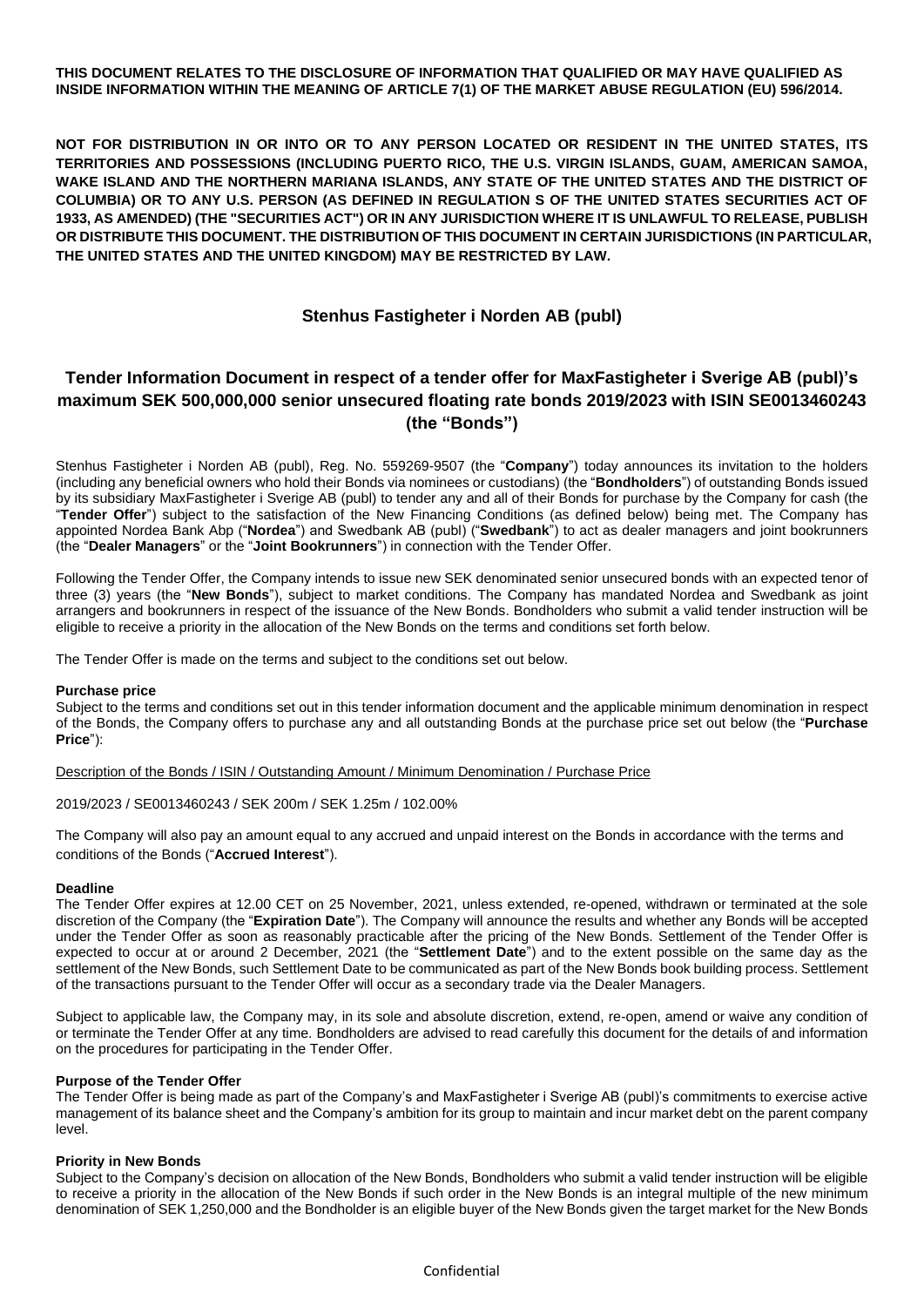**THIS DOCUMENT RELATES TO THE DISCLOSURE OF INFORMATION THAT QUALIFIED OR MAY HAVE QUALIFIED AS INSIDE INFORMATION WITHIN THE MEANING OF ARTICLE 7(1) OF THE MARKET ABUSE REGULATION (EU) 596/2014.**

**NOT FOR DISTRIBUTION IN OR INTO OR TO ANY PERSON LOCATED OR RESIDENT IN THE UNITED STATES, ITS TERRITORIES AND POSSESSIONS (INCLUDING PUERTO RICO, THE U.S. VIRGIN ISLANDS, GUAM, AMERICAN SAMOA, WAKE ISLAND AND THE NORTHERN MARIANA ISLANDS, ANY STATE OF THE UNITED STATES AND THE DISTRICT OF COLUMBIA) OR TO ANY U.S. PERSON (AS DEFINED IN REGULATION S OF THE UNITED STATES SECURITIES ACT OF 1933, AS AMENDED) (THE "SECURITIES ACT") OR IN ANY JURISDICTION WHERE IT IS UNLAWFUL TO RELEASE, PUBLISH OR DISTRIBUTE THIS DOCUMENT. THE DISTRIBUTION OF THIS DOCUMENT IN CERTAIN JURISDICTIONS (IN PARTICULAR, THE UNITED STATES AND THE UNITED KINGDOM) MAY BE RESTRICTED BY LAW.**

## Stenhus Fastigheter i Norden AB (publ)

## Tender Information Document in respect of a tender offer for MaxFastigheter i Sverige AB (publ)'s maximum SEK 500,000,000 senior unsecured floating rate bonds 2019/2023 with ISIN SE0013460243 (the "Bonds")

Stenhus Fastigheter i Norden AB (publ), Reg. No. 559269-9507 (the "**Company**") today announces its invitation to the holders (including any beneficial owners who hold their Bonds via nominees or custodians) (the "**Bondholders**") of outstanding Bonds issued by its subsidiary MaxFastigheter i Sverige AB (publ) to tender any and all of their Bonds for purchase by the Company for cash (the "**Tender Offer**") subject to the satisfaction of the New Financing Conditions (as defined below) being met. The Company has appointed Nordea Bank Abp ("**Nordea**") and Swedbank AB (publ) ("**Swedbank**") to act as dealer managers and joint bookrunners (the "**Dealer Managers**" or the "**Joint Bookrunners**") in connection with the Tender Offer.

Following the Tender Offer, the Company intends to issue new SEK denominated senior unsecured bonds with an expected tenor of three (3) years (the "**New Bonds**"), subject to market conditions. The Company has mandated Nordea and Swedbank as joint arrangers and bookrunners in respect of the issuance of the New Bonds. Bondholders who submit a valid tender instruction will be eligible to receive a priority in the allocation of the New Bonds on the terms and conditions set forth below.

The Tender Offer is made on the terms and subject to the conditions set out below.

**Purchase price**

Subject to the terms and conditions set out in this tender information document and the applicable minimum denomination in respect of the Bonds, the Company offers to purchase any and all outstanding Bonds at the purchase price set out below (the "**Purchase Price**"):

Description of the Bonds / ISIN / Outstanding Amount / Minimum Denomination / Purchase Price

2019/2023 / SE0013460243 / SEK 200m / SEK 1.25m / 102.00%

The Company will also pay an amount equal to any accrued and unpaid interest on the Bonds in accordance with the terms and conditions of the Bonds ("**Accrued Interest**").

**Deadline**

The Tender Offer expires at 12.00 CET on 25 November, 2021, unless extended, re-opened, withdrawn or terminated at the sole discretion of the Company (the "**Expiration Date**"). The Company will announce the results and whether any Bonds will be accepted under the Tender Offer as soon as reasonably practicable after the pricing of the New Bonds. Settlement of the Tender Offer is expected to occur at or around 2 December, 2021 (the "**Settlement Date**") and to the extent possible on the same day as the settlement of the New Bonds, such Settlement Date to be communicated as part of the New Bonds book building process. Settlement of the transactions pursuant to the Tender Offer will occur as a secondary trade via the Dealer Managers.

Subject to applicable law, the Company may, in its sole and absolute discretion, extend, re-open, amend or waive any condition of or terminate the Tender Offer at any time. Bondholders are advised to read carefully this document for the details of and information on the procedures for participating in the Tender Offer.

**Purpose of the Tender Offer**

The Tender Offer is being made as part of the Company's and MaxFastigheter i Sverige AB (publ)'s commitments to exercise active management of its balance sheet and the Company's ambition for its group to maintain and incur market debt on the parent company level.

**Priority in New Bonds**

Subject to the Company's decision on allocation of the New Bonds, Bondholders who submit a valid tender instruction will be eligible to receive a priority in the allocation of the New Bonds if such order in the New Bonds is an integral multiple of the new minimum denomination of SEK 1,250,000 and the Bondholder is an eligible buyer of the New Bonds given the target market for the New Bonds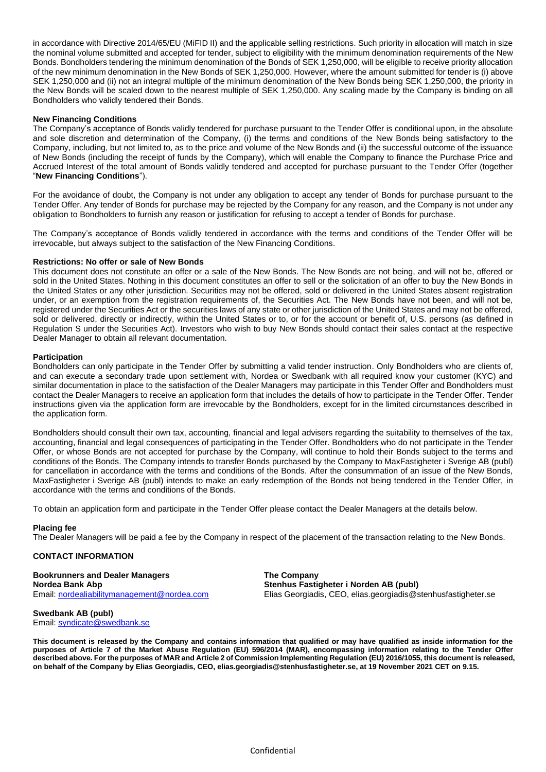in accordance with Directive 2014/65/EU (MiFID II) and the applicable selling restrictions. Such priority in allocation will match in size the nominal volume submitted and accepted for tender, subject to eligibility with the minimum denomination requirements of the New Bonds. Bondholders tendering the minimum denomination of the Bonds of SEK 1,250,000, will be eligible to receive priority allocation of the new minimum denomination in the New Bonds of SEK 1,250,000. However, where the amount submitted for tender is (i) above SEK 1,250,000 and (ii) not an integral multiple of the minimum denomination of the New Bonds being SEK 1,250,000, the priority in the New Bonds will be scaled down to the nearest multiple of SEK 1,250,000. Any scaling made by the Company is binding on all Bondholders who validly tendered their Bonds.

**New Financing Conditions**

The Company's acceptance of Bonds validly tendered for purchase pursuant to the Tender Offer is conditional upon, in the absolute and sole discretion and determination of the Company, (i) the terms and conditions of the New Bonds being satisfactory to the Company, including, but not limited to, as to the price and volume of the New Bonds and (ii) the successful outcome of the issuance of New Bonds (including the receipt of funds by the Company), which will enable the Company to finance the Purchase Price and Accrued Interest of the total amount of Bonds validly tendered and accepted for purchase pursuant to the Tender Offer (together "**New Financing Conditions**").

For the avoidance of doubt, the Company is not under any obligation to accept any tender of Bonds for purchase pursuant to the Tender Offer. Any tender of Bonds for purchase may be rejected by the Company for any reason, and the Company is not under any obligation to Bondholders to furnish any reason or justification for refusing to accept a tender of Bonds for purchase.

The Company's acceptance of Bonds validly tendered in accordance with the terms and conditions of the Tender Offer will be irrevocable, but always subject to the satisfaction of the New Financing Conditions.

**Restrictions: No offer or sale of New Bonds**

This document does not constitute an offer or a sale of the New Bonds. The New Bonds are not being, and will not be, offered or sold in the United States. Nothing in this document constitutes an offer to sell or the solicitation of an offer to buy the New Bonds in the United States or any other jurisdiction. Securities may not be offered, sold or delivered in the United States absent registration under, or an exemption from the registration requirements of, the Securities Act. The New Bonds have not been, and will not be, registered under the Securities Act or the securities laws of any state or other jurisdiction of the United States and may not be offered, sold or delivered, directly or indirectly, within the United States or to, or for the account or benefit of, U.S. persons (as defined in Regulation S under the Securities Act). Investors who wish to buy New Bonds should contact their sales contact at the respective Dealer Manager to obtain all relevant documentation.

**Participation**

Bondholders can only participate in the Tender Offer by submitting a valid tender instruction. Only Bondholders who are clients of, and can execute a secondary trade upon settlement with, Nordea or Swedbank with all required know your customer (KYC) and similar documentation in place to the satisfaction of the Dealer Managers may participate in this Tender Offer and Bondholders must contact the Dealer Managers to receive an application form that includes the details of how to participate in the Tender Offer. Tender instructions given via the application form are irrevocable by the Bondholders, except for in the limited circumstances described in the application form.

Bondholders should consult their own tax, accounting, financial and legal advisers regarding the suitability to themselves of the tax, accounting, financial and legal consequences of participating in the Tender Offer. Bondholders who do not participate in the Tender Offer, or whose Bonds are not accepted for purchase by the Company, will continue to hold their Bonds subject to the terms and conditions of the Bonds. The Company intends to transfer Bonds purchased by the Company to MaxFastigheter i Sverige AB (publ) for cancellation in accordance with the terms and conditions of the Bonds. After the consummation of an issue of the New Bonds, MaxFastigheter i Sverige AB (publ) intends to make an early redemption of the Bonds not being tendered in the Tender Offer, in accordance with the terms and conditions of the Bonds.

To obtain an application form and participate in the Tender Offer please contact the Dealer Managers at the details below.

**Placing fee**

The Dealer Managers will be paid a fee by the Company in respect of the placement of the transaction relating to the New Bonds.

**CONTACT INFORMATION**

**Bookrunners and Dealer Managers**
**Nordea Bank Abp**
Email: nordealiabilitymanagement@nordea.com

**Swedbank AB (publ)**
Email: syndicate@swedbank.se

**The Company**
**Stenhus Fastigheter i Norden AB (publ)**
Elias Georgiadis, CEO, elias.georgiadis@stenhusfastigheter.se

**This document is released by the Company and contains information that qualified or may have qualified as inside information for the purposes of Article 7 of the Market Abuse Regulation (EU) 596/2014 (MAR), encompassing information relating to the Tender Offer described above. For the purposes of MAR and Article 2 of Commission Implementing Regulation (EU) 2016/1055, this document is released, on behalf of the Company by Elias Georgiadis, CEO, elias.georgiadis@stenhusfastigheter.se, at 19 November 2021 CET on 9.15.**

Confidential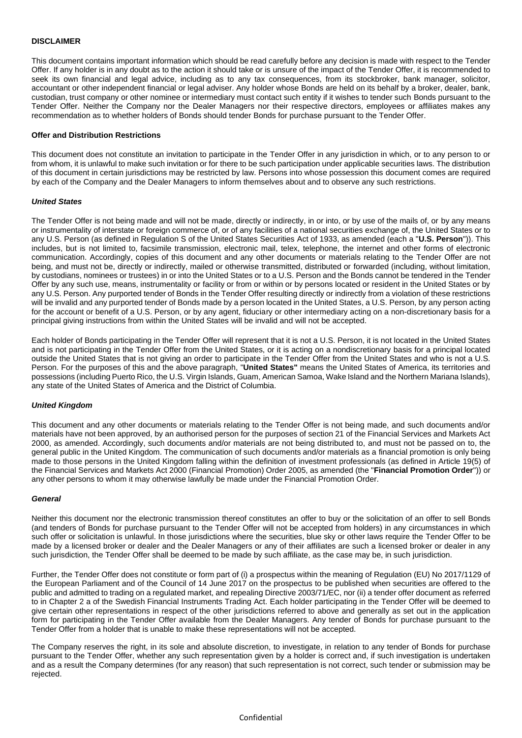**DISCLAIMER**

This document contains important information which should be read carefully before any decision is made with respect to the Tender Offer. If any holder is in any doubt as to the action it should take or is unsure of the impact of the Tender Offer, it is recommended to seek its own financial and legal advice, including as to any tax consequences, from its stockbroker, bank manager, solicitor, accountant or other independent financial or legal adviser. Any holder whose Bonds are held on its behalf by a broker, dealer, bank, custodian, trust company or other nominee or intermediary must contact such entity if it wishes to tender such Bonds pursuant to the Tender Offer. Neither the Company nor the Dealer Managers nor their respective directors, employees or affiliates makes any recommendation as to whether holders of Bonds should tender Bonds for purchase pursuant to the Tender Offer.

**Offer and Distribution Restrictions**

This document does not constitute an invitation to participate in the Tender Offer in any jurisdiction in which, or to any person to or from whom, it is unlawful to make such invitation or for there to be such participation under applicable securities laws. The distribution of this document in certain jurisdictions may be restricted by law. Persons into whose possession this document comes are required by each of the Company and the Dealer Managers to inform themselves about and to observe any such restrictions.

***United States***

The Tender Offer is not being made and will not be made, directly or indirectly, in or into, or by use of the mails of, or by any means or instrumentality of interstate or foreign commerce of, or of any facilities of a national securities exchange of, the United States or to any U.S. Person (as defined in Regulation S of the United States Securities Act of 1933, as amended (each a "**U.S. Person**")). This includes, but is not limited to, facsimile transmission, electronic mail, telex, telephone, the internet and other forms of electronic communication. Accordingly, copies of this document and any other documents or materials relating to the Tender Offer are not being, and must not be, directly or indirectly, mailed or otherwise transmitted, distributed or forwarded (including, without limitation, by custodians, nominees or trustees) in or into the United States or to a U.S. Person and the Bonds cannot be tendered in the Tender Offer by any such use, means, instrumentality or facility or from or within or by persons located or resident in the United States or by any U.S. Person. Any purported tender of Bonds in the Tender Offer resulting directly or indirectly from a violation of these restrictions will be invalid and any purported tender of Bonds made by a person located in the United States, a U.S. Person, by any person acting for the account or benefit of a U.S. Person, or by any agent, fiduciary or other intermediary acting on a non-discretionary basis for a principal giving instructions from within the United States will be invalid and will not be accepted.

Each holder of Bonds participating in the Tender Offer will represent that it is not a U.S. Person, it is not located in the United States and is not participating in the Tender Offer from the United States, or it is acting on a nondiscretionary basis for a principal located outside the United States that is not giving an order to participate in the Tender Offer from the United States and who is not a U.S. Person. For the purposes of this and the above paragraph, "**United States"** means the United States of America, its territories and possessions (including Puerto Rico, the U.S. Virgin Islands, Guam, American Samoa, Wake Island and the Northern Mariana Islands), any state of the United States of America and the District of Columbia.

***United Kingdom***

This document and any other documents or materials relating to the Tender Offer is not being made, and such documents and/or materials have not been approved, by an authorised person for the purposes of section 21 of the Financial Services and Markets Act 2000, as amended. Accordingly, such documents and/or materials are not being distributed to, and must not be passed on to, the general public in the United Kingdom. The communication of such documents and/or materials as a financial promotion is only being made to those persons in the United Kingdom falling within the definition of investment professionals (as defined in Article 19(5) of the Financial Services and Markets Act 2000 (Financial Promotion) Order 2005, as amended (the "**Financial Promotion Order**")) or any other persons to whom it may otherwise lawfully be made under the Financial Promotion Order.

***General***

Neither this document nor the electronic transmission thereof constitutes an offer to buy or the solicitation of an offer to sell Bonds (and tenders of Bonds for purchase pursuant to the Tender Offer will not be accepted from holders) in any circumstances in which such offer or solicitation is unlawful. In those jurisdictions where the securities, blue sky or other laws require the Tender Offer to be made by a licensed broker or dealer and the Dealer Managers or any of their affiliates are such a licensed broker or dealer in any such jurisdiction, the Tender Offer shall be deemed to be made by such affiliate, as the case may be, in such jurisdiction.

Further, the Tender Offer does not constitute or form part of (i) a prospectus within the meaning of Regulation (EU) No 2017/1129 of the European Parliament and of the Council of 14 June 2017 on the prospectus to be published when securities are offered to the public and admitted to trading on a regulated market, and repealing Directive 2003/71/EC, nor (ii) a tender offer document as referred to in Chapter 2 a of the Swedish Financial Instruments Trading Act. Each holder participating in the Tender Offer will be deemed to give certain other representations in respect of the other jurisdictions referred to above and generally as set out in the application form for participating in the Tender Offer available from the Dealer Managers. Any tender of Bonds for purchase pursuant to the Tender Offer from a holder that is unable to make these representations will not be accepted.

The Company reserves the right, in its sole and absolute discretion, to investigate, in relation to any tender of Bonds for purchase pursuant to the Tender Offer, whether any such representation given by a holder is correct and, if such investigation is undertaken and as a result the Company determines (for any reason) that such representation is not correct, such tender or submission may be rejected.

Confidential